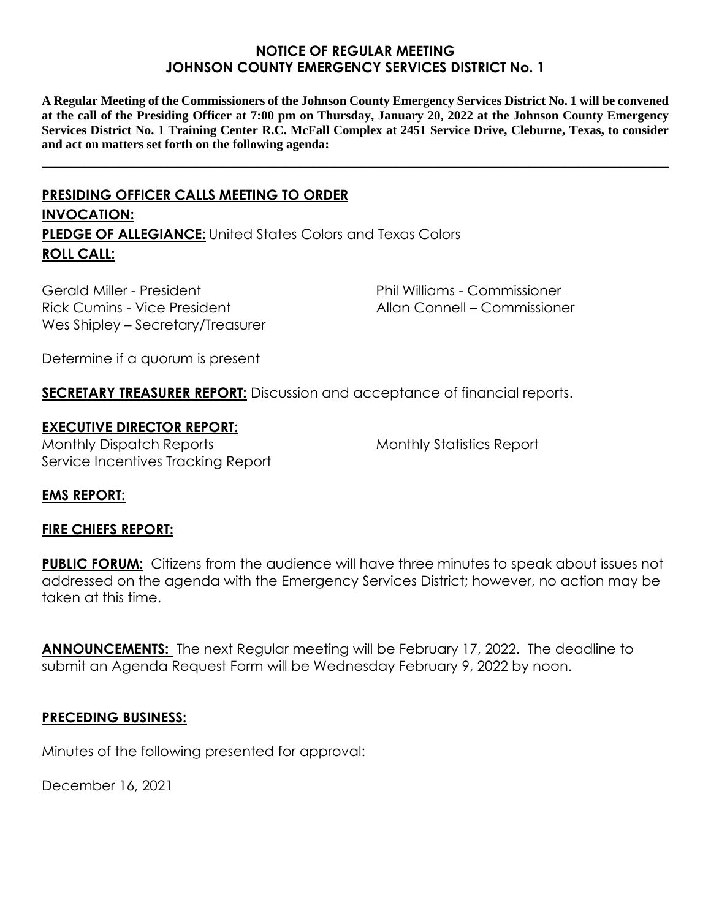# NOTICE OF REGULAR MEETING
# JOHNSON COUNTY EMERGENCY SERVICES DISTRICT No. 1

**A Regular Meeting of the Commissioners of the Johnson County Emergency Services District No. 1 will be convened at the call of the Presiding Officer at 7:00 pm on Thursday, January 20, 2022 at the Johnson County Emergency Services District No. 1 Training Center R.C. McFall Complex at 2451 Service Drive, Cleburne, Texas, to consider and act on matters set forth on the following agenda:**

---

**PRESIDING OFFICER CALLS MEETING TO ORDER**

**INVOCATION:**

**PLEDGE OF ALLEGIANCE:** United States Colors and Texas Colors

**ROLL CALL:**

Gerald Miller - President
Rick Cumins - Vice President
Wes Shipley – Secretary/Treasurer
Phil Williams - Commissioner
Allan Connell – Commissioner

Determine if a quorum is present

**SECRETARY TREASURER REPORT:** Discussion and acceptance of financial reports.

**EXECUTIVE DIRECTOR REPORT:**

Monthly Dispatch Reports
Service Incentives Tracking Report
Monthly Statistics Report

**EMS REPORT:**

**FIRE CHIEFS REPORT:**

**PUBLIC FORUM:** Citizens from the audience will have three minutes to speak about issues not addressed on the agenda with the Emergency Services District; however, no action may be taken at this time.

**ANNOUNCEMENTS:** The next Regular meeting will be February 17, 2022. The deadline to submit an Agenda Request Form will be Wednesday February 9, 2022 by noon.

**PRECEDING BUSINESS:**

Minutes of the following presented for approval:

December 16, 2021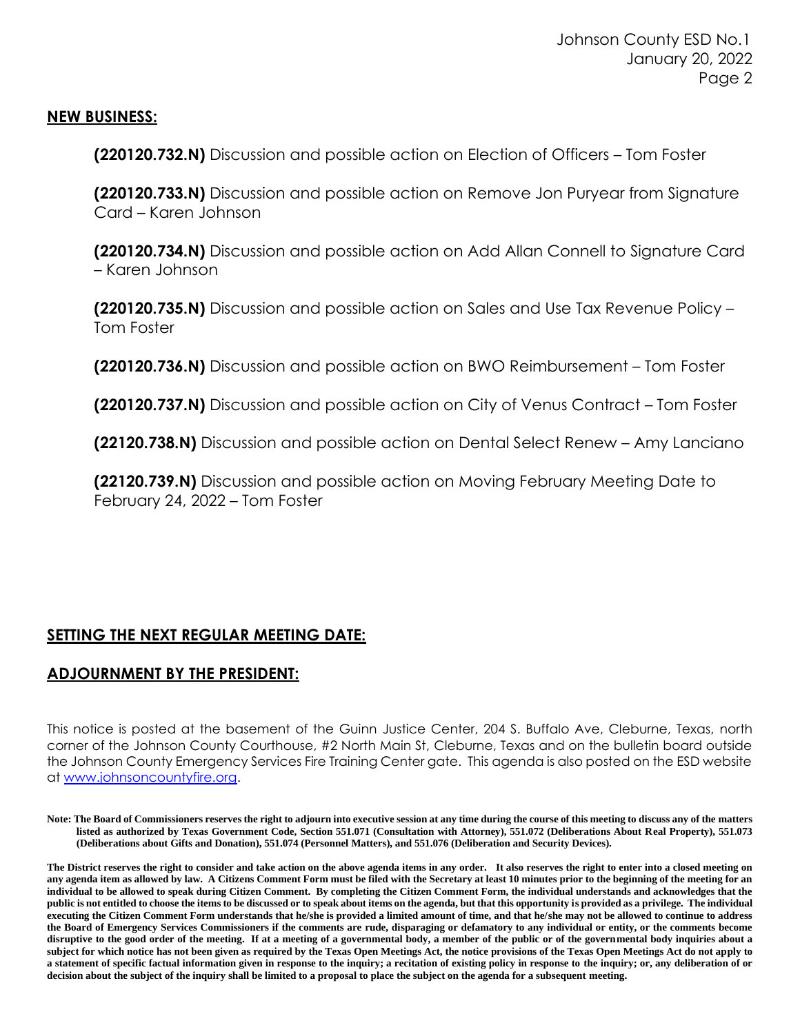## NEW BUSINESS:

**(220120.732.N)** Discussion and possible action on Election of Officers – Tom Foster

**(220120.733.N)** Discussion and possible action on Remove Jon Puryear from Signature Card – Karen Johnson

**(220120.734.N)** Discussion and possible action on Add Allan Connell to Signature Card – Karen Johnson

**(220120.735.N)** Discussion and possible action on Sales and Use Tax Revenue Policy – Tom Foster

**(220120.736.N)** Discussion and possible action on BWO Reimbursement – Tom Foster

**(220120.737.N)** Discussion and possible action on City of Venus Contract – Tom Foster

**(22120.738.N)** Discussion and possible action on Dental Select Renew – Amy Lanciano

**(22120.739.N)** Discussion and possible action on Moving February Meeting Date to February 24, 2022 – Tom Foster

## SETTING THE NEXT REGULAR MEETING DATE:

## ADJOURNMENT BY THE PRESIDENT:

This notice is posted at the basement of the Guinn Justice Center, 204 S. Buffalo Ave, Cleburne, Texas, north corner of the Johnson County Courthouse, #2 North Main St, Cleburne, Texas and on the bulletin board outside the Johnson County Emergency Services Fire Training Center gate. This agenda is also posted on the ESD website at [www.johnsoncountyfire.org](http://www.johnsoncountyfire.org).

**Note: The Board of Commissioners reserves the right to adjourn into executive session at any time during the course of this meeting to discuss any of the matters listed as authorized by Texas Government Code, Section 551.071 (Consultation with Attorney), 551.072 (Deliberations About Real Property), 551.073 (Deliberations about Gifts and Donation), 551.074 (Personnel Matters), and 551.076 (Deliberation and Security Devices).**

**The District reserves the right to consider and take action on the above agenda items in any order. It also reserves the right to enter into a closed meeting on any agenda item as allowed by law. A Citizens Comment Form must be filed with the Secretary at least 10 minutes prior to the beginning of the meeting for an individual to be allowed to speak during Citizen Comment. By completing the Citizen Comment Form, the individual understands and acknowledges that the public is not entitled to choose the items to be discussed or to speak about items on the agenda, but that this opportunity is provided as a privilege. The individual executing the Citizen Comment Form understands that he/she is provided a limited amount of time, and that he/she may not be allowed to continue to address the Board of Emergency Services Commissioners if the comments are rude, disparaging or defamatory to any individual or entity, or the comments become disruptive to the good order of the meeting. If at a meeting of a governmental body, a member of the public or of the governmental body inquiries about a subject for which notice has not been given as required by the Texas Open Meetings Act, the notice provisions of the Texas Open Meetings Act do not apply to a statement of specific factual information given in response to the inquiry; a recitation of existing policy in response to the inquiry; or, any deliberation of or decision about the subject of the inquiry shall be limited to a proposal to place the subject on the agenda for a subsequent meeting.**